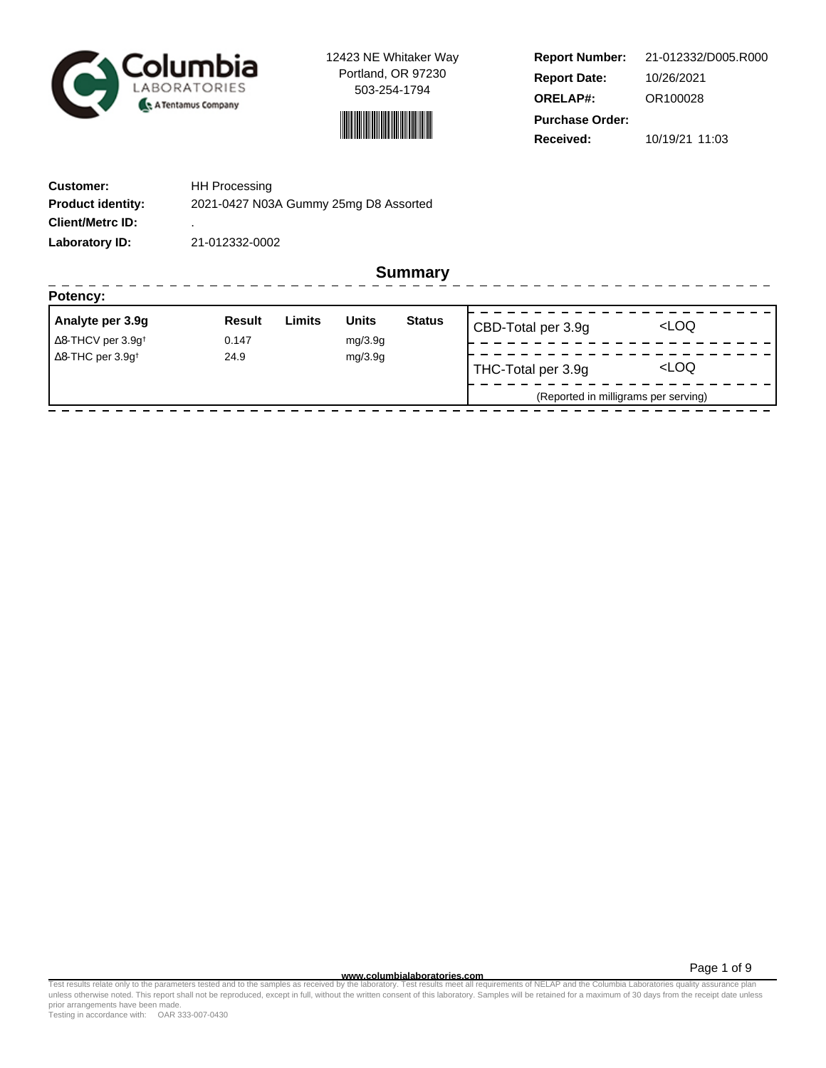Columbia Laboratories — A Tentamus Company

12423 NE Whitaker Way
Portland, OR 97230
503-254-1794

**Report Number:** 21-012332/D005.R000
**Report Date:** 10/26/2021
**ORELAP#:** OR100028
**Purchase Order:**
**Received:** 10/19/21 11:03

**Customer:** HH Processing
**Product identity:** 2021-0427 N03A Gummy 25mg D8 Assorted
**Client/Metrc ID:** .
**Laboratory ID:** 21-012332-0002

## Summary

**Potency:**

| Analyte per 3.9g | Result | Limits | Units | Status |
|---|---|---|---|---|
| Δ8-THCV per 3.9g† | 0.147 | | mg/3.9g | |
| Δ8-THC per 3.9g† | 24.9 | | mg/3.9g | |

| | |
|---|---|
| CBD-Total per 3.9g | <LOQ |
| THC-Total per 3.9g | <LOQ |

(Reported in milligrams per serving)

www.columbialaboratories.com

Test results relate only to the parameters tested and to the samples as received by the laboratory. Test results meet all requirements of NELAP and the Columbia Laboratories quality assurance plan unless otherwise noted. This report shall not be reproduced, except in full, without the written consent of this laboratory. Samples will be retained for a maximum of 30 days from the receipt date unless prior arrangements have been made.
Testing in accordance with: OAR 333-007-0430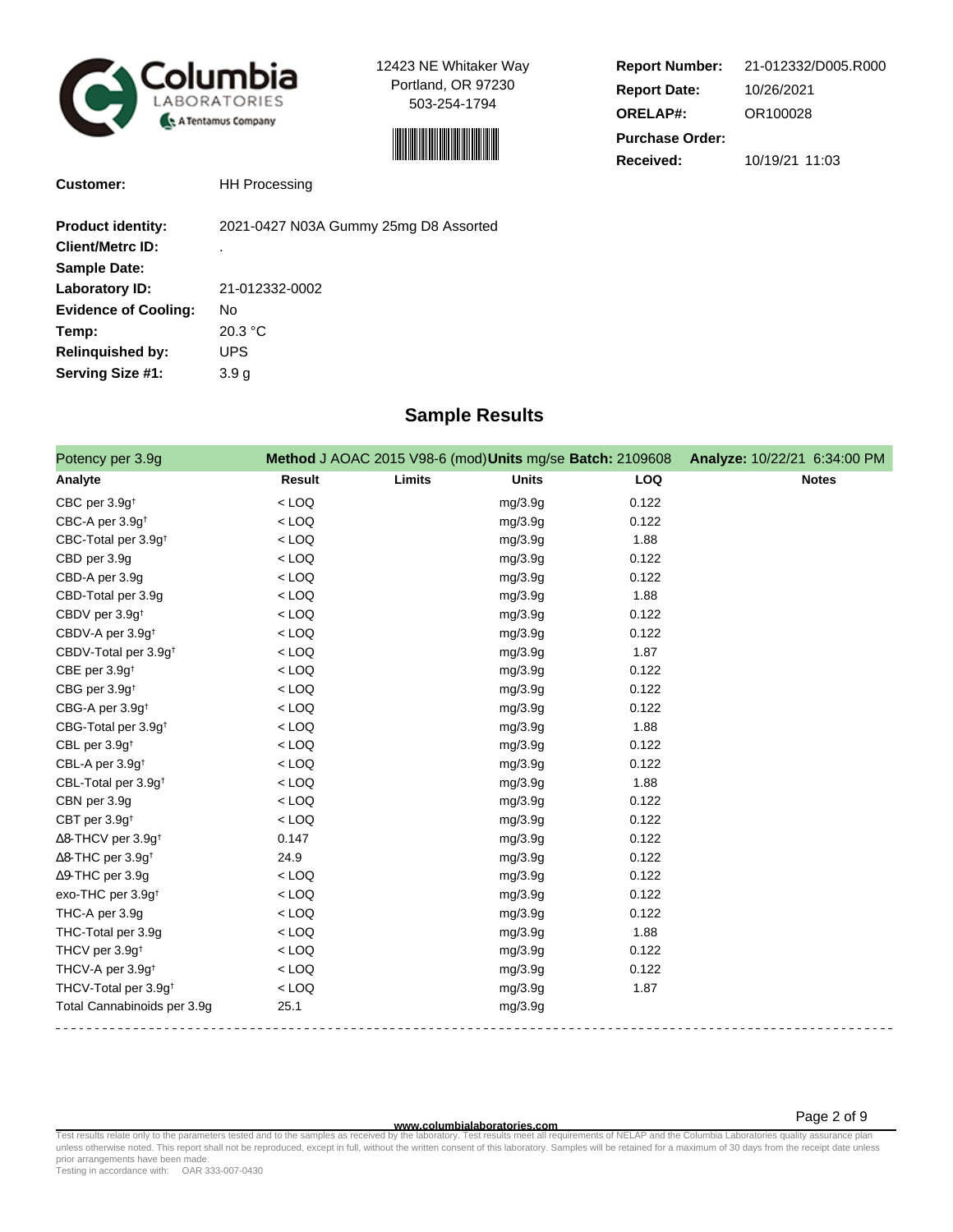Columbia Laboratories — A Tentamus Company

12423 NE Whitaker Way
Portland, OR 97230
503-254-1794

**Report Number:** 21-012332/D005.R000
**Report Date:** 10/26/2021
**ORELAP#:** OR100028
**Purchase Order:**
**Received:** 10/19/21 11:03

**Customer:** HH Processing

**Product identity:** 2021-0427 N03A Gummy 25mg D8 Assorted
**Client/Metrc ID:** .
**Sample Date:**
**Laboratory ID:** 21-012332-0002
**Evidence of Cooling:** No
**Temp:** 20.3 °C
**Relinquished by:** UPS
**Serving Size #1:** 3.9 g

## Sample Results

Potency per 3.9g — **Method** J AOAC 2015 V98-6 (mod) **Units** mg/se **Batch:** 2109608 **Analyze:** 10/22/21 6:34:00 PM

| Analyte | Result | Limits | Units | LOQ | Notes |
|---|---|---|---|---|---|
| CBC per 3.9g† | < LOQ | | mg/3.9g | 0.122 | |
| CBC-A per 3.9g† | < LOQ | | mg/3.9g | 0.122 | |
| CBC-Total per 3.9g† | < LOQ | | mg/3.9g | 1.88 | |
| CBD per 3.9g | < LOQ | | mg/3.9g | 0.122 | |
| CBD-A per 3.9g | < LOQ | | mg/3.9g | 0.122 | |
| CBD-Total per 3.9g | < LOQ | | mg/3.9g | 1.88 | |
| CBDV per 3.9g† | < LOQ | | mg/3.9g | 0.122 | |
| CBDV-A per 3.9g† | < LOQ | | mg/3.9g | 0.122 | |
| CBDV-Total per 3.9g† | < LOQ | | mg/3.9g | 1.87 | |
| CBE per 3.9g† | < LOQ | | mg/3.9g | 0.122 | |
| CBG per 3.9g† | < LOQ | | mg/3.9g | 0.122 | |
| CBG-A per 3.9g† | < LOQ | | mg/3.9g | 0.122 | |
| CBG-Total per 3.9g† | < LOQ | | mg/3.9g | 1.88 | |
| CBL per 3.9g† | < LOQ | | mg/3.9g | 0.122 | |
| CBL-A per 3.9g† | < LOQ | | mg/3.9g | 0.122 | |
| CBL-Total per 3.9g† | < LOQ | | mg/3.9g | 1.88 | |
| CBN per 3.9g | < LOQ | | mg/3.9g | 0.122 | |
| CBT per 3.9g† | < LOQ | | mg/3.9g | 0.122 | |
| Δ8-THCV per 3.9g† | 0.147 | | mg/3.9g | 0.122 | |
| Δ8-THC per 3.9g† | 24.9 | | mg/3.9g | 0.122 | |
| Δ9-THC per 3.9g | < LOQ | | mg/3.9g | 0.122 | |
| exo-THC per 3.9g† | < LOQ | | mg/3.9g | 0.122 | |
| THC-A per 3.9g | < LOQ | | mg/3.9g | 0.122 | |
| THC-Total per 3.9g | < LOQ | | mg/3.9g | 1.88 | |
| THCV per 3.9g† | < LOQ | | mg/3.9g | 0.122 | |
| THCV-A per 3.9g† | < LOQ | | mg/3.9g | 0.122 | |
| THCV-Total per 3.9g† | < LOQ | | mg/3.9g | 1.87 | |
| Total Cannabinoids per 3.9g | 25.1 | | mg/3.9g | | |

www.columbialaboratories.com

Test results relate only to the parameters tested and to the samples as received by the laboratory. Test results meet all requirements of NELAP and the Columbia Laboratories quality assurance plan unless otherwise noted. This report shall not be reproduced, except in full, without the written consent of this laboratory. Samples will be retained for a maximum of 30 days from the receipt date unless prior arrangements have been made.
Testing in accordance with: OAR 333-007-0430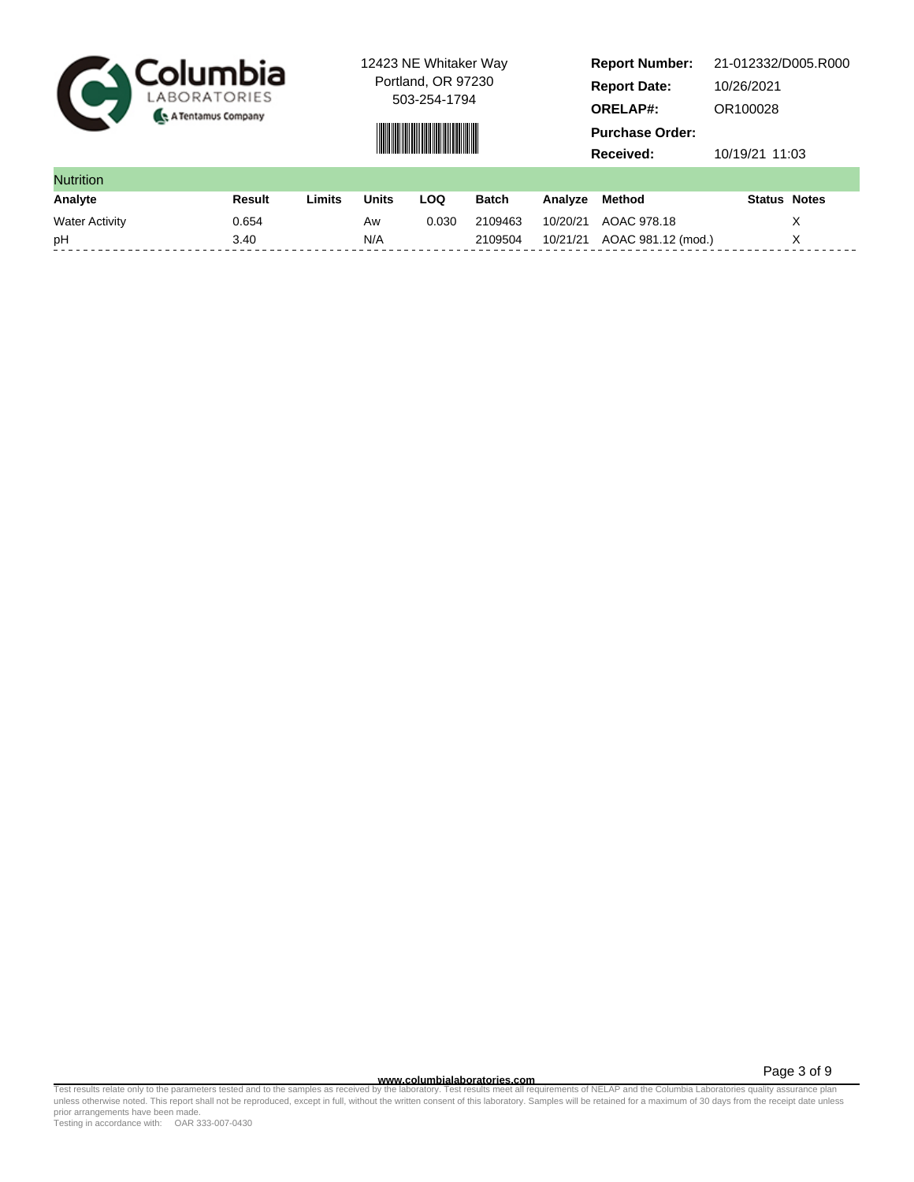Columbia LABORATORIES
A Tentamus Company

12423 NE Whitaker Way
Portland, OR 97230
503-254-1794

**Report Number:** 21-012332/D005.R000
**Report Date:** 10/26/2021
**ORELAP#:** OR100028
**Purchase Order:**
**Received:** 10/19/21 11:03

## Nutrition

| Analyte | Result | Limits | Units | LOQ | Batch | Analyze | Method | Status | Notes |
|---|---|---|---|---|---|---|---|---|---|
| Water Activity | 0.654 | | Aw | 0.030 | 2109463 | 10/20/21 | AOAC 978.18 | | X |
| pH | 3.40 | | N/A | | 2109504 | 10/21/21 | AOAC 981.12 (mod.) | | X |

www.columbialaboratories.com

Test results relate only to the parameters tested and to the samples as received by the laboratory. Test results meet all requirements of NELAP and the Columbia Laboratories quality assurance plan unless otherwise noted. This report shall not be reproduced, except in full, without the written consent of this laboratory. Samples will be retained for a maximum of 30 days from the receipt date unless prior arrangements have been made.
Testing in accordance with: OAR 333-007-0430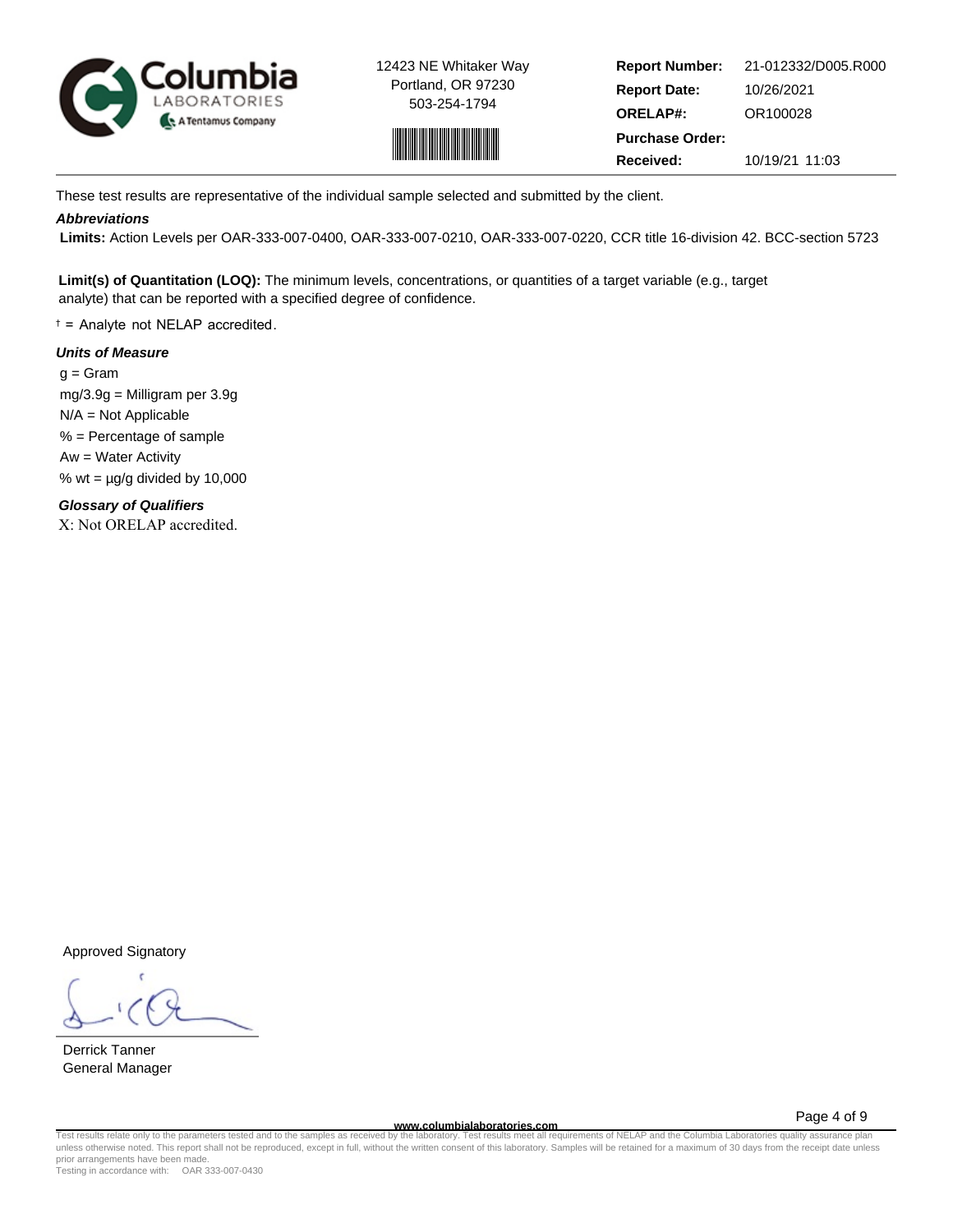Columbia LABORATORIES
A Tentamus Company

12423 NE Whitaker Way
Portland, OR 97230
503-254-1794

| | |
|---|---|
| **Report Number:** | 21-012332/D005.R000 |
| **Report Date:** | 10/26/2021 |
| **ORELAP#:** | OR100028 |
| **Purchase Order:** | |
| **Received:** | 10/19/21 11:03 |

These test results are representative of the individual sample selected and submitted by the client.

***Abbreviations***

**Limits:** Action Levels per OAR-333-007-0400, OAR-333-007-0210, OAR-333-007-0220, CCR title 16-division 42. BCC-section 5723

**Limit(s) of Quantitation (LOQ):** The minimum levels, concentrations, or quantities of a target variable (e.g., target analyte) that can be reported with a specified degree of confidence.

† = Analyte not NELAP accredited.

***Units of Measure***

g = Gram
mg/3.9g = Milligram per 3.9g
N/A = Not Applicable
% = Percentage of sample
Aw = Water Activity
% wt = µg/g divided by 10,000

***Glossary of Qualifiers***

X: Not ORELAP accredited.

Approved Signatory

Derrick Tanner
General Manager

www.columbialaboratories.com

Test results relate only to the parameters tested and to the samples as received by the laboratory. Test results meet all requirements of NELAP and the Columbia Laboratories quality assurance plan unless otherwise noted. This report shall not be reproduced, except in full, without the written consent of this laboratory. Samples will be retained for a maximum of 30 days from the receipt date unless prior arrangements have been made.
Testing in accordance with: OAR 333-007-0430